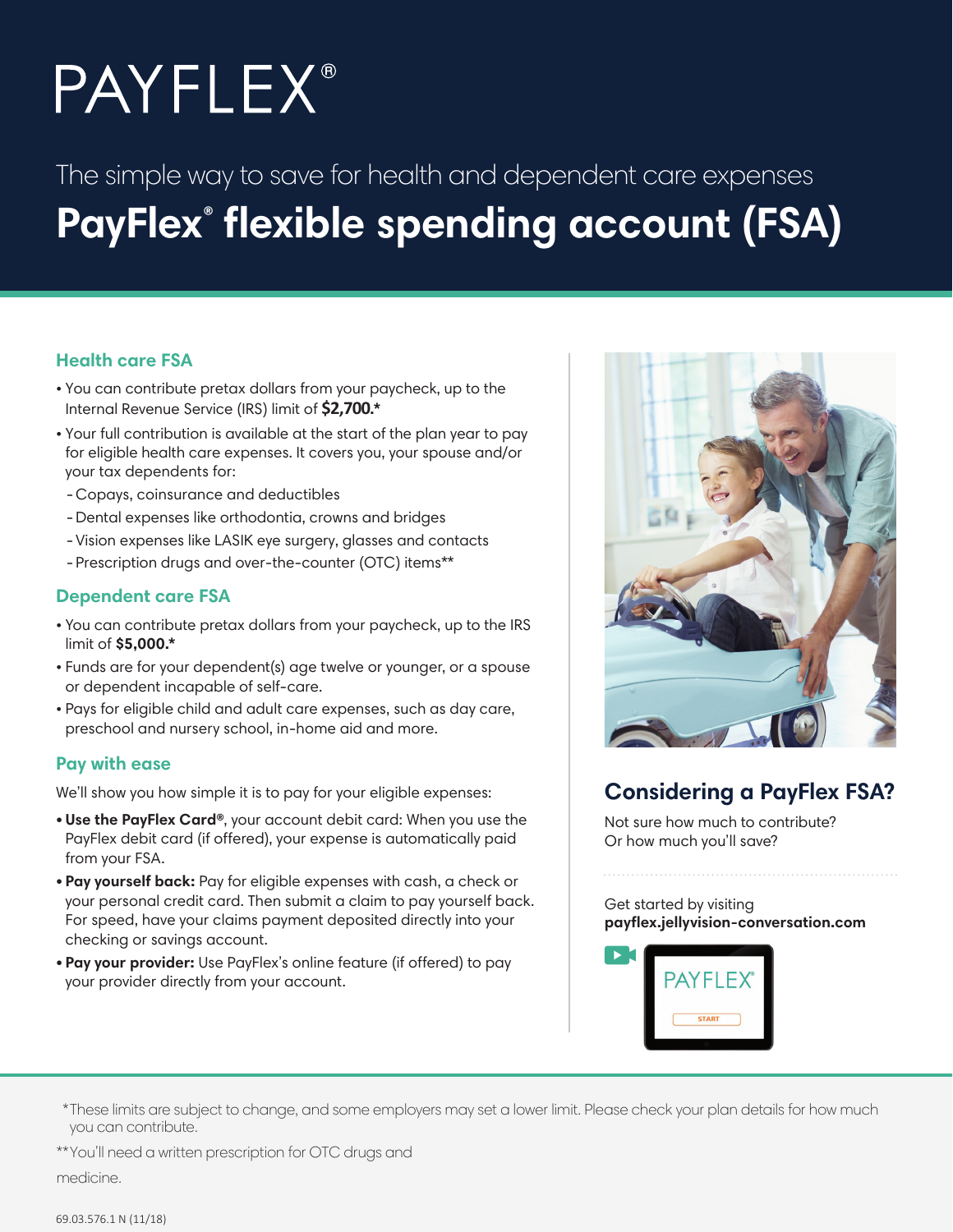# PAYFLEX®

The simple way to save for health and dependent care expenses

# PayFlex® flexible spending account (FSA)

## Health care FSA

- You can contribute pretax dollars from your paycheck, up to the Internal Revenue Service (IRS) limit of **$2,700.***
- Your full contribution is available at the start of the plan year to pay for eligible health care expenses. It covers you, your spouse and/or your tax dependents for:
  - Copays, coinsurance and deductibles
  - Dental expenses like orthodontia, crowns and bridges
  - Vision expenses like LASIK eye surgery, glasses and contacts
  - Prescription drugs and over-the-counter (OTC) items**

## Dependent care FSA

- You can contribute pretax dollars from your paycheck, up to the IRS limit of **$5,000.***
- Funds are for your dependent(s) age twelve or younger, or a spouse or dependent incapable of self-care.
- Pays for eligible child and adult care expenses, such as day care, preschool and nursery school, in-home aid and more.

## Pay with ease

We'll show you how simple it is to pay for your eligible expenses:

- **Use the PayFlex Card®**, your account debit card: When you use the PayFlex debit card (if offered), your expense is automatically paid from your FSA.
- **Pay yourself back:** Pay for eligible expenses with cash, a check or your personal credit card. Then submit a claim to pay yourself back. For speed, have your claims payment deposited directly into your checking or savings account.
- **Pay your provider:** Use PayFlex's online feature (if offered) to pay your provider directly from your account.

## Considering a PayFlex FSA?

Not sure how much to contribute?
Or how much you'll save?

Get started by visiting
**payflex.jellyvision-conversation.com**

*These limits are subject to change, and some employers may set a lower limit. Please check your plan details for how much you can contribute.

**You'll need a written prescription for OTC drugs and medicine.

69.03.576.1 N (11/18)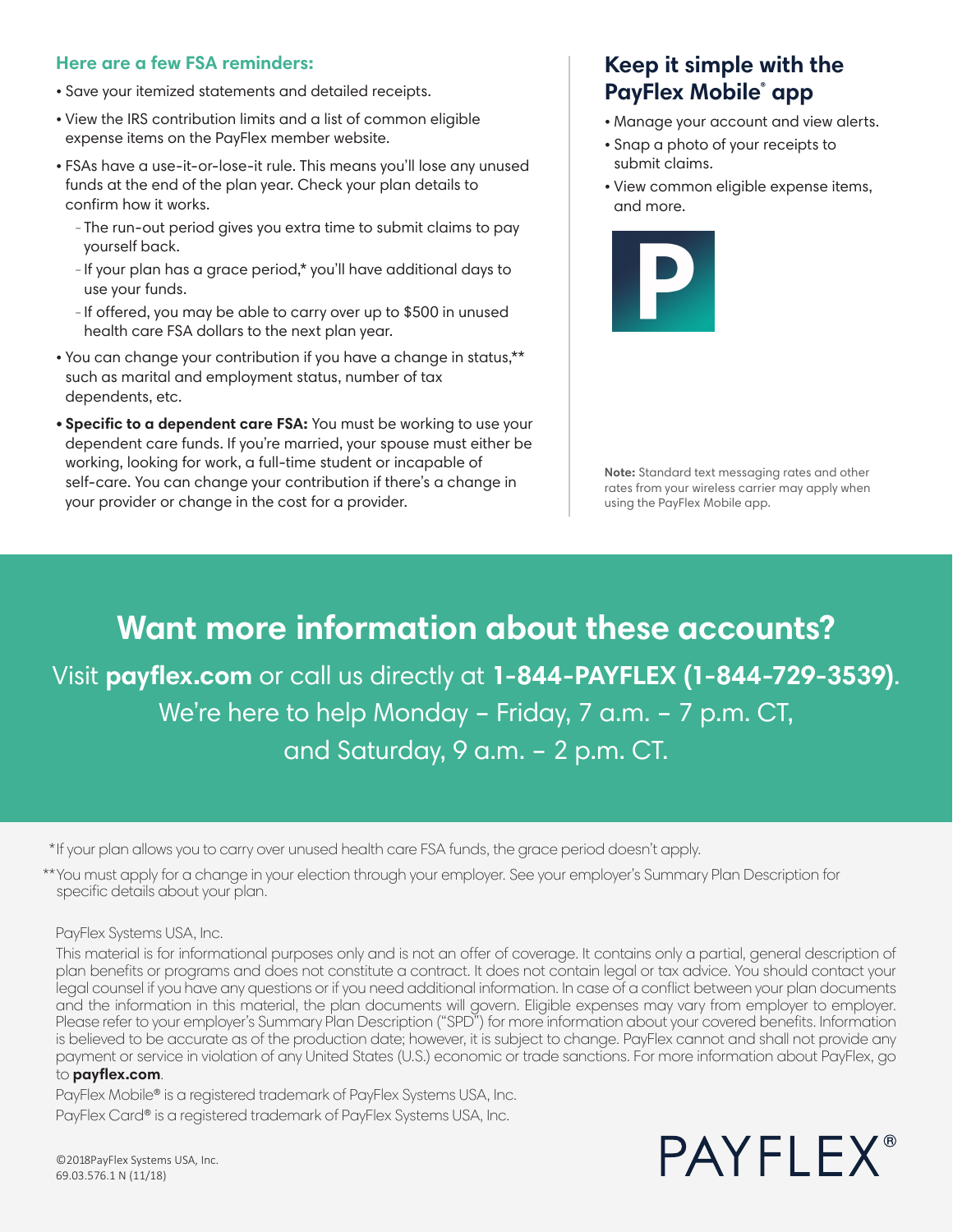### Here are a few FSA reminders:

- Save your itemized statements and detailed receipts.
- View the IRS contribution limits and a list of common eligible expense items on the PayFlex member website.
- FSAs have a use-it-or-lose-it rule. This means you'll lose any unused funds at the end of the plan year. Check your plan details to confirm how it works.
  - The run-out period gives you extra time to submit claims to pay yourself back.
  - If your plan has a grace period,* you'll have additional days to use your funds.
  - If offered, you may be able to carry over up to $500 in unused health care FSA dollars to the next plan year.
- You can change your contribution if you have a change in status,** such as marital and employment status, number of tax dependents, etc.
- **Specific to a dependent care FSA:** You must be working to use your dependent care funds. If you're married, your spouse must either be working, looking for work, a full-time student or incapable of self-care. You can change your contribution if there's a change in your provider or change in the cost for a provider.

## Keep it simple with the PayFlex Mobile® app

- Manage your account and view alerts.
- Snap a photo of your receipts to submit claims.
- View common eligible expense items, and more.

**Note:** Standard text messaging rates and other rates from your wireless carrier may apply when using the PayFlex Mobile app.

## Want more information about these accounts?

Visit **payflex.com** or call us directly at **1-844-PAYFLEX (1-844-729-3539)**.
We're here to help Monday – Friday, 7 a.m. – 7 p.m. CT, and Saturday, 9 a.m. – 2 p.m. CT.

*If your plan allows you to carry over unused health care FSA funds, the grace period doesn't apply.

**You must apply for a change in your election through your employer. See your employer's Summary Plan Description for specific details about your plan.

PayFlex Systems USA, Inc.

This material is for informational purposes only and is not an offer of coverage. It contains only a partial, general description of plan benefits or programs and does not constitute a contract. It does not contain legal or tax advice. You should contact your legal counsel if you have any questions or if you need additional information. In case of a conflict between your plan documents and the information in this material, the plan documents will govern. Eligible expenses may vary from employer to employer. Please refer to your employer's Summary Plan Description ("SPD") for more information about your covered benefits. Information is believed to be accurate as of the production date; however, it is subject to change. PayFlex cannot and shall not provide any payment or service in violation of any United States (U.S.) economic or trade sanctions. For more information about PayFlex, go to **payflex.com**.

PayFlex Mobile® is a registered trademark of PayFlex Systems USA, Inc.

PayFlex Card® is a registered trademark of PayFlex Systems USA, Inc.

©2018PayFlex Systems USA, Inc.
69.03.576.1 N (11/18)

PAYFLEX®